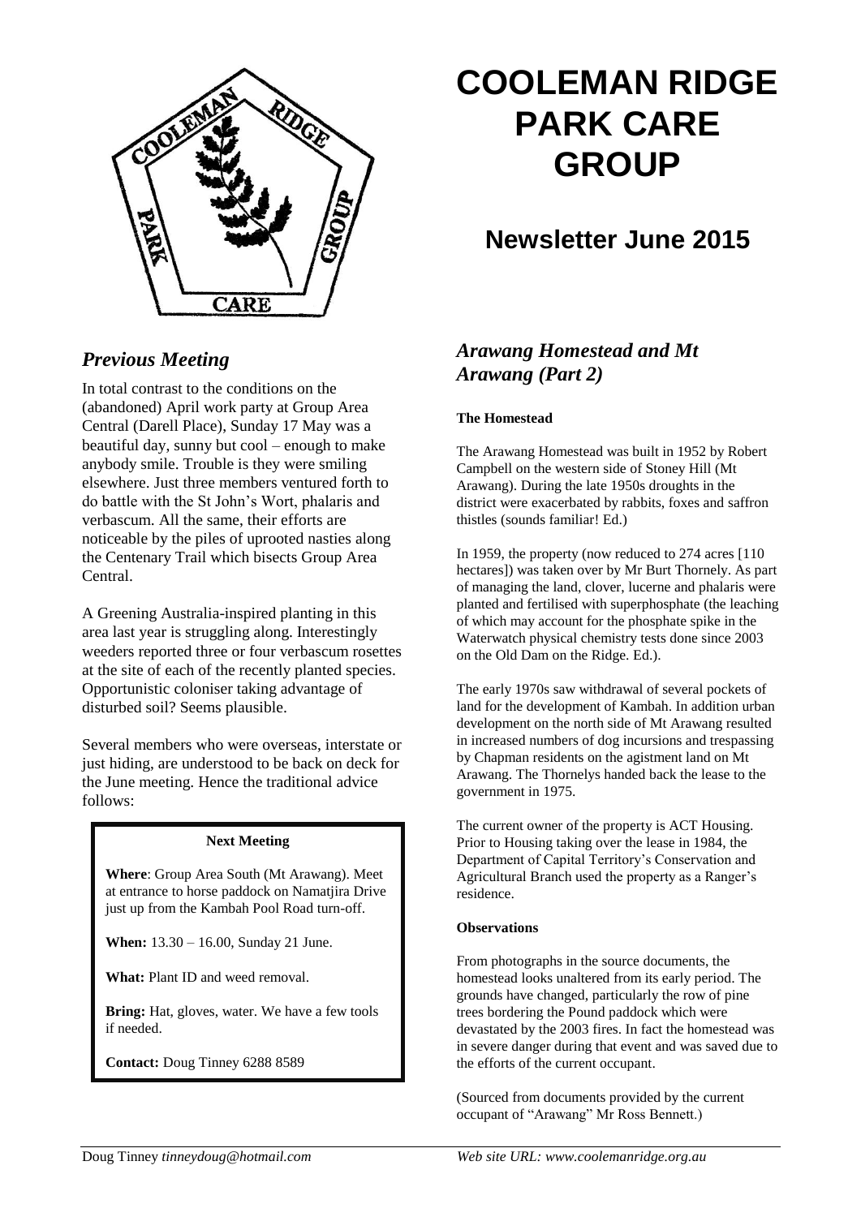# COOLEMAN RIDGE PARK CARE GROUP

## Newsletter June 2015

### *Previous Meeting*

In total contrast to the conditions on the (abandoned) April work party at Group Area Central (Darell Place), Sunday 17 May was a beautiful day, sunny but cool – enough to make anybody smile. Trouble is they were smiling elsewhere. Just three members ventured forth to do battle with the St John's Wort, phalaris and verbascum. All the same, their efforts are noticeable by the piles of uprooted nasties along the Centenary Trail which bisects Group Area Central.

A Greening Australia-inspired planting in this area last year is struggling along. Interestingly weeders reported three or four verbascum rosettes at the site of each of the recently planted species. Opportunistic coloniser taking advantage of disturbed soil? Seems plausible.

Several members who were overseas, interstate or just hiding, are understood to be back on deck for the June meeting. Hence the traditional advice follows:

> **Next Meeting**
>
> **Where**: Group Area South (Mt Arawang). Meet at entrance to horse paddock on Namatjira Drive just up from the Kambah Pool Road turn-off.
>
> **When:** 13.30 – 16.00, Sunday 21 June.
>
> **What:** Plant ID and weed removal.
>
> **Bring:** Hat, gloves, water. We have a few tools if needed.
>
> **Contact:** Doug Tinney 6288 8589

### *Arawang Homestead and Mt Arawang (Part 2)*

**The Homestead**

The Arawang Homestead was built in 1952 by Robert Campbell on the western side of Stoney Hill (Mt Arawang). During the late 1950s droughts in the district were exacerbated by rabbits, foxes and saffron thistles (sounds familiar! Ed.)

In 1959, the property (now reduced to 274 acres [110 hectares]) was taken over by Mr Burt Thornely. As part of managing the land, clover, lucerne and phalaris were planted and fertilised with superphosphate (the leaching of which may account for the phosphate spike in the Waterwatch physical chemistry tests done since 2003 on the Old Dam on the Ridge. Ed.).

The early 1970s saw withdrawal of several pockets of land for the development of Kambah. In addition urban development on the north side of Mt Arawang resulted in increased numbers of dog incursions and trespassing by Chapman residents on the agistment land on Mt Arawang. The Thornelys handed back the lease to the government in 1975.

The current owner of the property is ACT Housing. Prior to Housing taking over the lease in 1984, the Department of Capital Territory's Conservation and Agricultural Branch used the property as a Ranger's residence.

**Observations**

From photographs in the source documents, the homestead looks unaltered from its early period. The grounds have changed, particularly the row of pine trees bordering the Pound paddock which were devastated by the 2003 fires. In fact the homestead was in severe danger during that event and was saved due to the efforts of the current occupant.

(Sourced from documents provided by the current occupant of "Arawang" Mr Ross Bennett.)

Doug Tinney *tinneydoug@hotmail.com* *Web site URL: www.coolemanridge.org.au*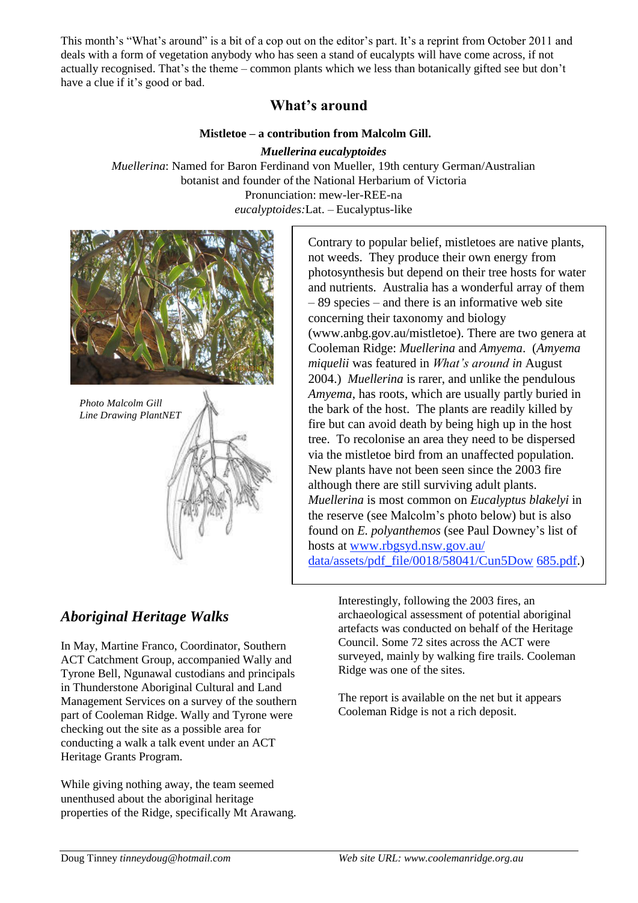This month's "What's around" is a bit of a cop out on the editor's part. It's a reprint from October 2011 and deals with a form of vegetation anybody who has seen a stand of eucalypts will have come across, if not actually recognised. That's the theme – common plants which we less than botanically gifted see but don't have a clue if it's good or bad.

## What's around

**Mistletoe – a contribution from Malcolm Gill.**

***Muellerina eucalyptoides***

*Muellerina*: Named for Baron Ferdinand von Mueller, 19th century German/Australian botanist and founder of the National Herbarium of Victoria

Pronunciation: mew-ler-REE-na

*eucalyptoides:*Lat. – Eucalyptus-like

*Photo Malcolm Gill*
*Line Drawing PlantNET*

Contrary to popular belief, mistletoes are native plants, not weeds. They produce their own energy from photosynthesis but depend on their tree hosts for water and nutrients. Australia has a wonderful array of them – 89 species – and there is an informative web site concerning their taxonomy and biology (www.anbg.gov.au/mistletoe). There are two genera at Cooleman Ridge: *Muellerina* and *Amyema*. (*Amyema miquelii* was featured in *What's around in* August 2004.) *Muellerina* is rarer, and unlike the pendulous *Amyema*, has roots, which are usually partly buried in the bark of the host. The plants are readily killed by fire but can avoid death by being high up in the host tree. To recolonise an area they need to be dispersed via the mistletoe bird from an unaffected population. New plants have not been seen since the 2003 fire although there are still surviving adult plants. *Muellerina* is most common on *Eucalyptus blakelyi* in the reserve (see Malcolm's photo below) but is also found on *E. polyanthemos* (see Paul Downey's list of hosts at www.rbgsyd.nsw.gov.au/data/assets/pdf_file/0018/58041/Cun5Dow 685.pdf.)

## *Aboriginal Heritage Walks*

In May, Martine Franco, Coordinator, Southern ACT Catchment Group, accompanied Wally and Tyrone Bell, Ngunawal custodians and principals in Thunderstone Aboriginal Cultural and Land Management Services on a survey of the southern part of Cooleman Ridge. Wally and Tyrone were checking out the site as a possible area for conducting a walk a talk event under an ACT Heritage Grants Program.

While giving nothing away, the team seemed unenthused about the aboriginal heritage properties of the Ridge, specifically Mt Arawang.

Interestingly, following the 2003 fires, an archaeological assessment of potential aboriginal artefacts was conducted on behalf of the Heritage Council. Some 72 sites across the ACT were surveyed, mainly by walking fire trails. Cooleman Ridge was one of the sites.

The report is available on the net but it appears Cooleman Ridge is not a rich deposit.

Doug Tinney *tinneydoug@hotmail.com* *Web site URL: www.coolemanridge.org.au*